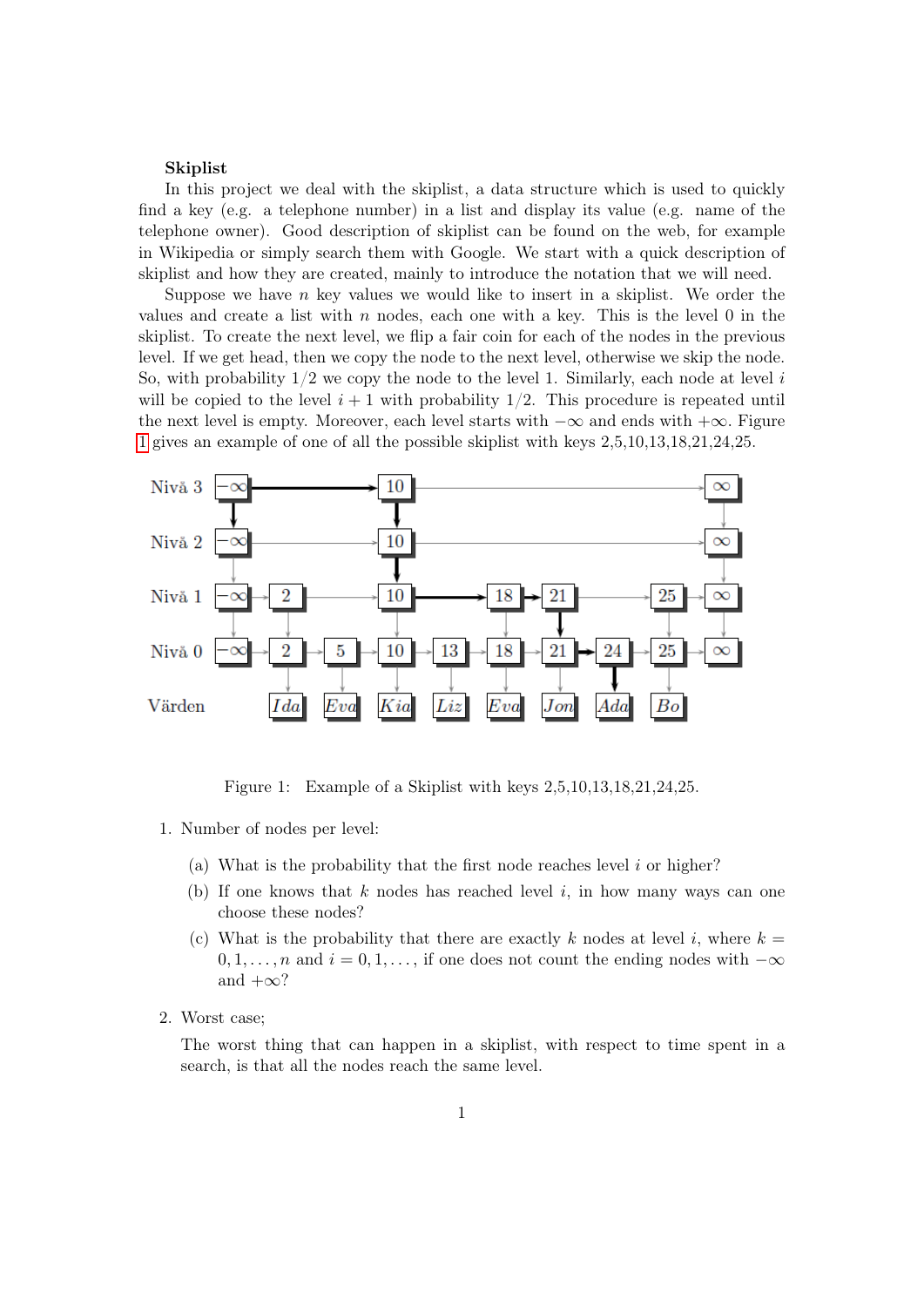**Skiplist**

In this project we deal with the skiplist, a data structure which is used to quickly find a key (e.g. a telephone number) in a list and display its value (e.g. name of the telephone owner). Good description of skiplist can be found on the web, for example in Wikipedia or simply search them with Google. We start with a quick description of skiplist and how they are created, mainly to introduce the notation that we will need.

Suppose we have $n$ key values we would like to insert in a skiplist. We order the values and create a list with $n$ nodes, each one with a key. This is the level 0 in the skiplist. To create the next level, we flip a fair coin for each of the nodes in the previous level. If we get head, then we copy the node to the next level, otherwise we skip the node. So, with probability $1/2$ we copy the node to the level 1. Similarly, each node at level $i$ will be copied to the level $i + 1$ with probability $1/2$. This procedure is repeated until the next level is empty. Moreover, each level starts with $-\infty$ and ends with $+\infty$. Figure 1 gives an example of one of all the possible skiplist with keys 2,5,10,13,18,21,24,25.

Figure 1: Example of a Skiplist with keys 2,5,10,13,18,21,24,25.

1. Number of nodes per level:

   (a) What is the probability that the first node reaches level $i$ or higher?

   (b) If one knows that $k$ nodes has reached level $i$, in how many ways can one choose these nodes?

   (c) What is the probability that there are exactly $k$ nodes at level $i$, where $k = 0, 1, \ldots, n$ and $i = 0, 1, \ldots,$ if one does not count the ending nodes with $-\infty$ and $+\infty$?

2. Worst case;

   The worst thing that can happen in a skiplist, with respect to time spent in a search, is that all the nodes reach the same level.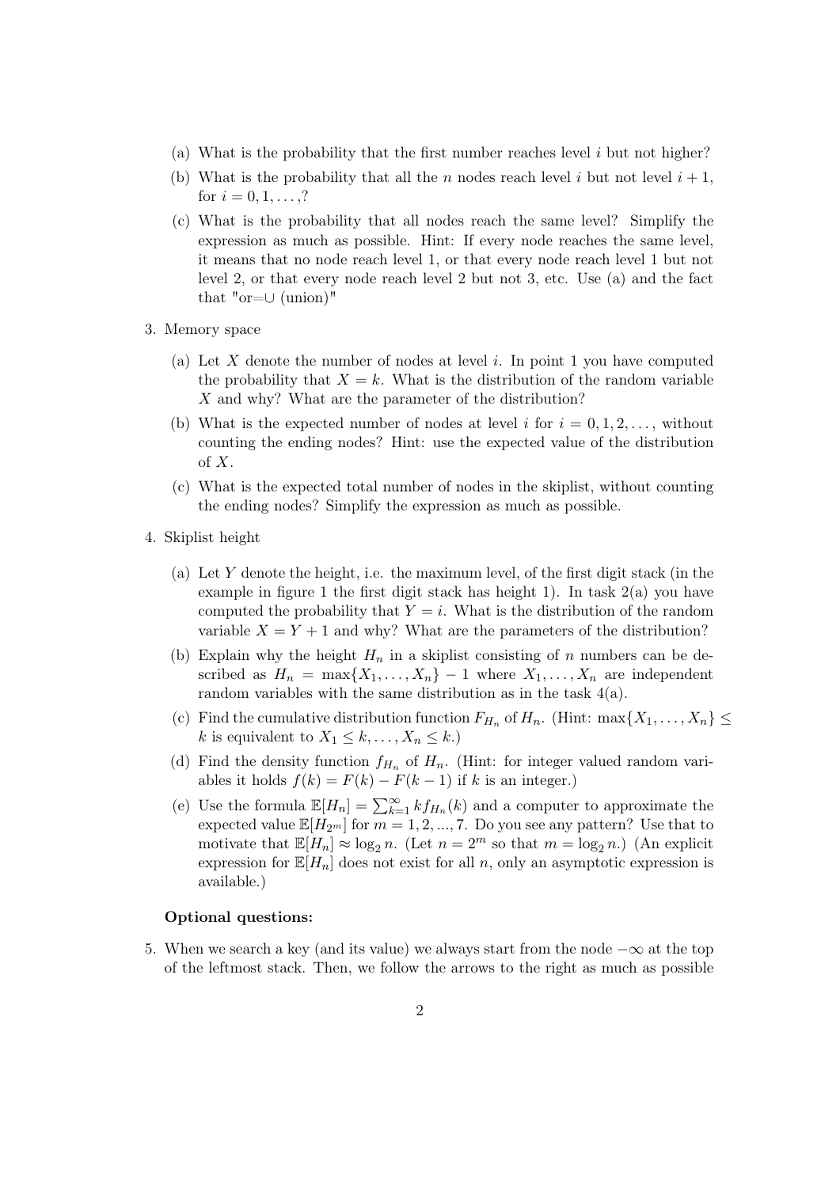(a) What is the probability that the first number reaches level $i$ but not higher?

(b) What is the probability that all the $n$ nodes reach level $i$ but not level $i+1$, for $i = 0, 1, \ldots,$?

(c) What is the probability that all nodes reach the same level? Simplify the expression as much as possible. Hint: If every node reaches the same level, it means that no node reach level 1, or that every node reach level 1 but not level 2, or that every node reach level 2 but not 3, etc. Use (a) and the fact that "or=$\cup$ (union)"

3. Memory space

   (a) Let $X$ denote the number of nodes at level $i$. In point 1 you have computed the probability that $X = k$. What is the distribution of the random variable $X$ and why? What are the parameter of the distribution?

   (b) What is the expected number of nodes at level $i$ for $i = 0, 1, 2, \ldots,$ without counting the ending nodes? Hint: use the expected value of the distribution of $X$.

   (c) What is the expected total number of nodes in the skiplist, without counting the ending nodes? Simplify the expression as much as possible.

4. Skiplist height

   (a) Let $Y$ denote the height, i.e. the maximum level, of the first digit stack (in the example in figure 1 the first digit stack has height 1). In task 2(a) you have computed the probability that $Y = i$. What is the distribution of the random variable $X = Y + 1$ and why? What are the parameters of the distribution?

   (b) Explain why the height $H_n$ in a skiplist consisting of $n$ numbers can be described as $H_n = \max\{X_1, \ldots, X_n\} - 1$ where $X_1, \ldots, X_n$ are independent random variables with the same distribution as in the task 4(a).

   (c) Find the cumulative distribution function $F_{H_n}$ of $H_n$. (Hint: $\max\{X_1, \ldots, X_n\} \leq k$ is equivalent to $X_1 \leq k, \ldots, X_n \leq k$.)

   (d) Find the density function $f_{H_n}$ of $H_n$. (Hint: for integer valued random variables it holds $f(k) = F(k) - F(k-1)$ if $k$ is an integer.)

   (e) Use the formula $\mathbb{E}[H_n] = \sum_{k=1}^{\infty} k f_{H_n}(k)$ and a computer to approximate the expected value $\mathbb{E}[H_{2^m}]$ for $m = 1, 2, ..., 7$. Do you see any pattern? Use that to motivate that $\mathbb{E}[H_n] \approx \log_2 n$. (Let $n = 2^m$ so that $m = \log_2 n$.) (An explicit expression for $\mathbb{E}[H_n]$ does not exist for all $n$, only an asymptotic expression is available.)

**Optional questions:**

5. When we search a key (and its value) we always start from the node $-\infty$ at the top of the leftmost stack. Then, we follow the arrows to the right as much as possible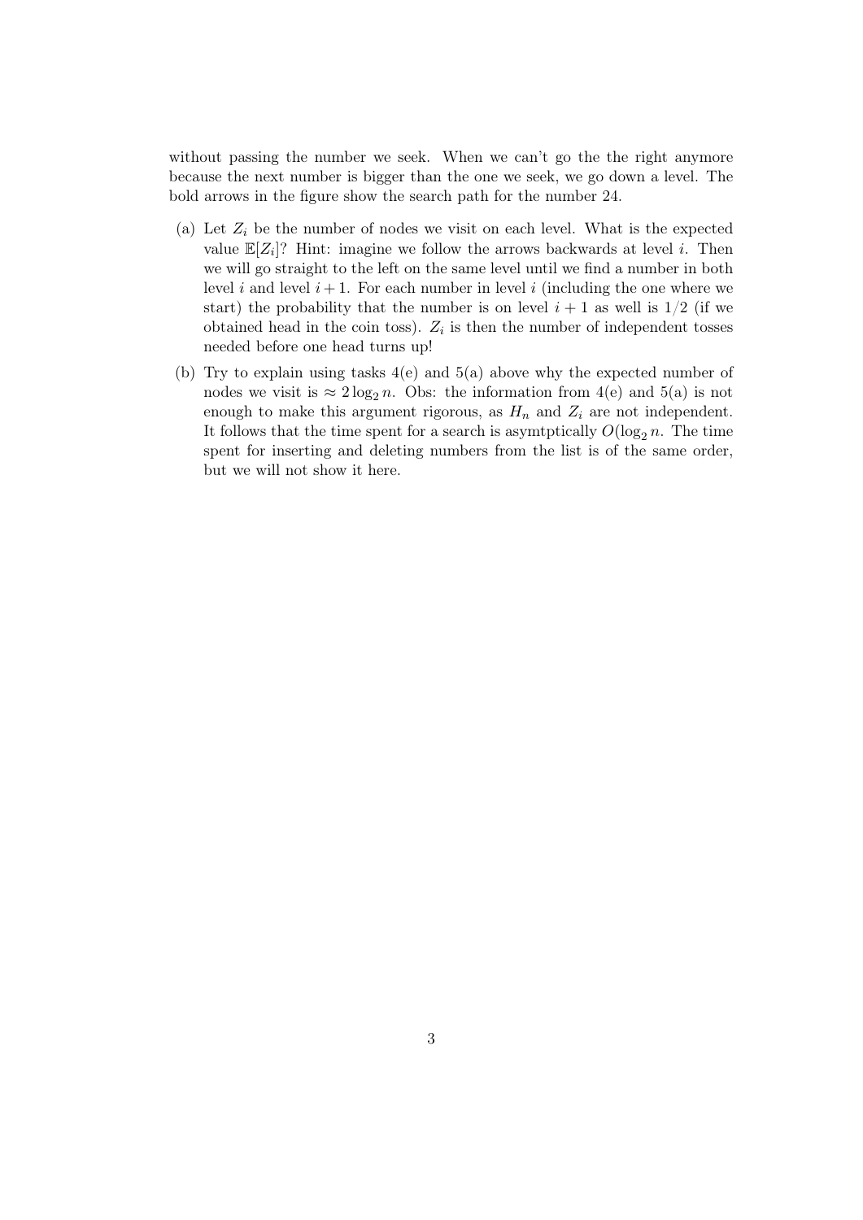without passing the number we seek. When we can't go the the right anymore because the next number is bigger than the one we seek, we go down a level. The bold arrows in the figure show the search path for the number 24.

(a) Let $Z_i$ be the number of nodes we visit on each level. What is the expected value $\mathbb{E}[Z_i]$? Hint: imagine we follow the arrows backwards at level $i$. Then we will go straight to the left on the same level until we find a number in both level $i$ and level $i+1$. For each number in level $i$ (including the one where we start) the probability that the number is on level $i+1$ as well is $1/2$ (if we obtained head in the coin toss). $Z_i$ is then the number of independent tosses needed before one head turns up!

(b) Try to explain using tasks 4(e) and 5(a) above why the expected number of nodes we visit is $\approx 2\log_2 n$. Obs: the information from 4(e) and 5(a) is not enough to make this argument rigorous, as $H_n$ and $Z_i$ are not independent. It follows that the time spent for a search is asymtptically $O(\log_2 n$. The time spent for inserting and deleting numbers from the list is of the same order, but we will not show it here.